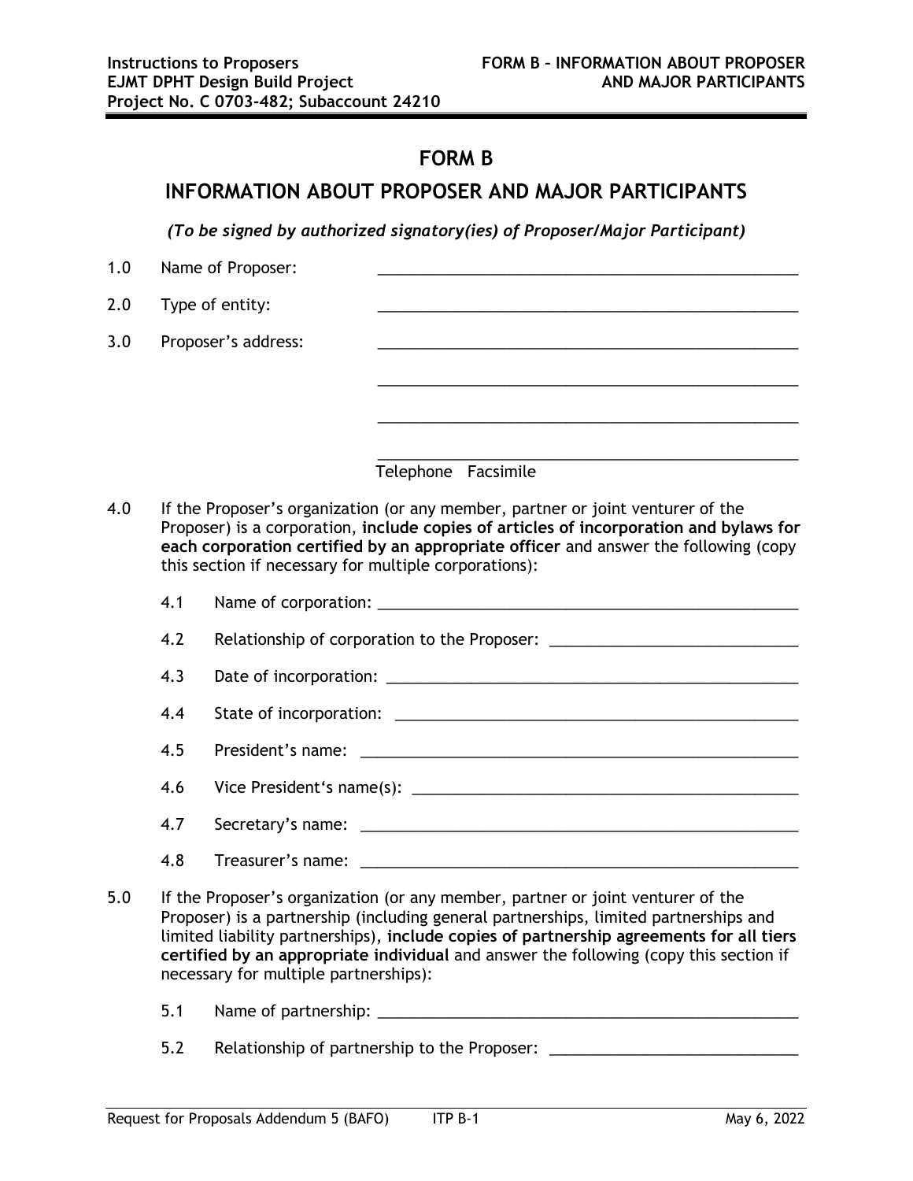# FORM B

## INFORMATION ABOUT PROPOSER AND MAJOR PARTICIPANTS

*(To be signed by authorized signatory(ies) of Proposer/Major Participant)*

1.0 Name of Proposer: ____________________________________________________

2.0 Type of entity: ____________________________________________________

3.0 Proposer's address: ____________________________________________________

____________________________________________________

____________________________________________________

____________________________________________________

Telephone Facsimile

4.0 If the Proposer's organization (or any member, partner or joint venturer of the Proposer) is a corporation, **include copies of articles of incorporation and bylaws for each corporation certified by an appropriate officer** and answer the following (copy this section if necessary for multiple corporations):

4.1 Name of corporation: ____________________________________________________

4.2 Relationship of corporation to the Proposer: ______________________________

4.3 Date of incorporation: ____________________________________________________

4.4 State of incorporation: ____________________________________________________

4.5 President's name: ____________________________________________________

4.6 Vice President's name(s): ______________________________________________

4.7 Secretary's name: ____________________________________________________

4.8 Treasurer's name: ____________________________________________________

5.0 If the Proposer's organization (or any member, partner or joint venturer of the Proposer) is a partnership (including general partnerships, limited partnerships and limited liability partnerships), **include copies of partnership agreements for all tiers certified by an appropriate individual** and answer the following (copy this section if necessary for multiple partnerships):

5.1 Name of partnership: ____________________________________________________

5.2 Relationship of partnership to the Proposer: ______________________________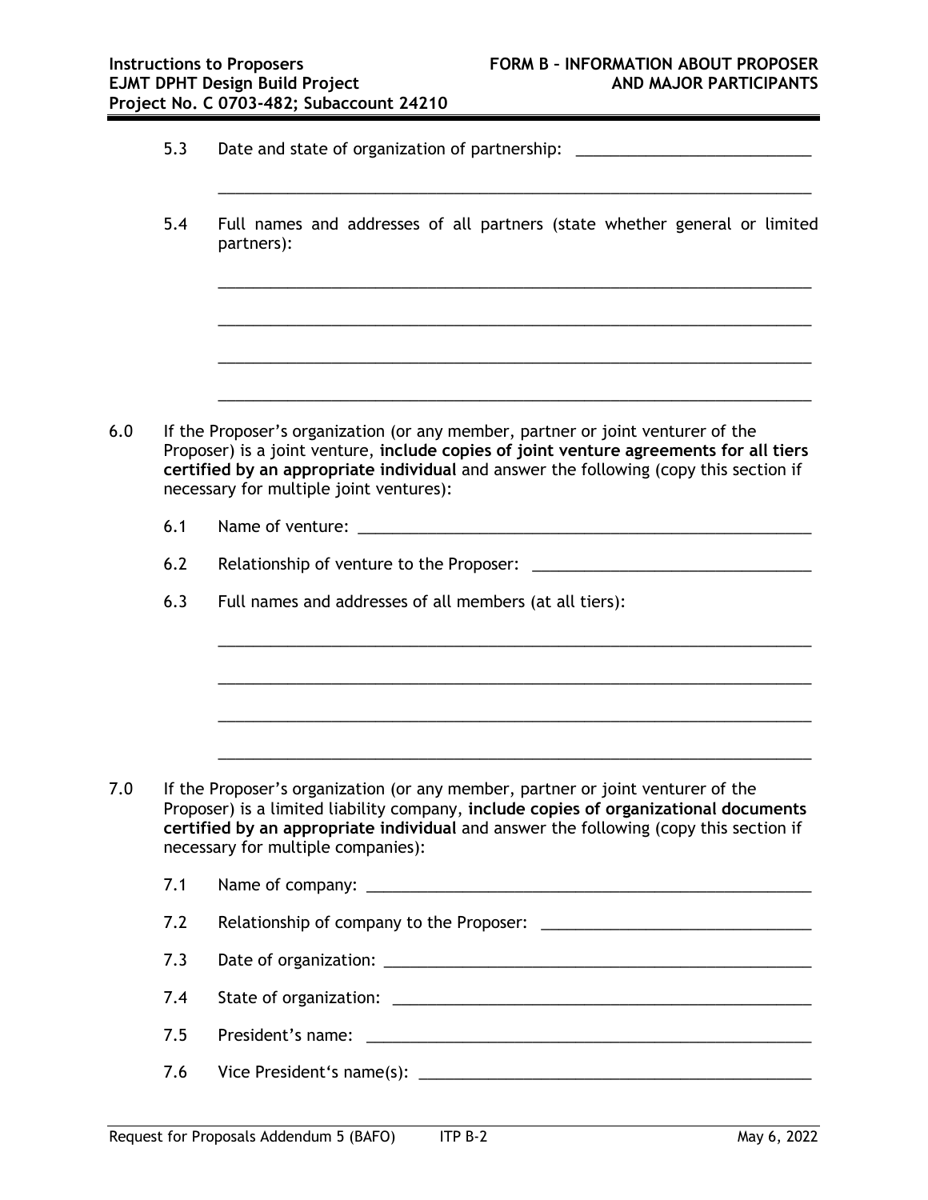5.3 Date and state of organization of partnership: ___________________________

_____________________________________________________________________

5.4 Full names and addresses of all partners (state whether general or limited partners):

_____________________________________________________________________

_____________________________________________________________________

_____________________________________________________________________

_____________________________________________________________________

6.0 If the Proposer's organization (or any member, partner or joint venturer of the Proposer) is a joint venture, **include copies of joint venture agreements for all tiers certified by an appropriate individual** and answer the following (copy this section if necessary for multiple joint ventures):

6.1 Name of venture: _____________________________________________________

6.2 Relationship of venture to the Proposer: ________________________________

6.3 Full names and addresses of all members (at all tiers):

_____________________________________________________________________

_____________________________________________________________________

_____________________________________________________________________

_____________________________________________________________________

7.0 If the Proposer's organization (or any member, partner or joint venturer of the Proposer) is a limited liability company, **include copies of organizational documents certified by an appropriate individual** and answer the following (copy this section if necessary for multiple companies):

7.1 Name of company: ____________________________________________________

7.2 Relationship of company to the Proposer: ______________________________

7.3 Date of organization: _________________________________________________

7.4 State of organization: ________________________________________________

7.5 President's name: ____________________________________________________

7.6 Vice President's name(s): _____________________________________________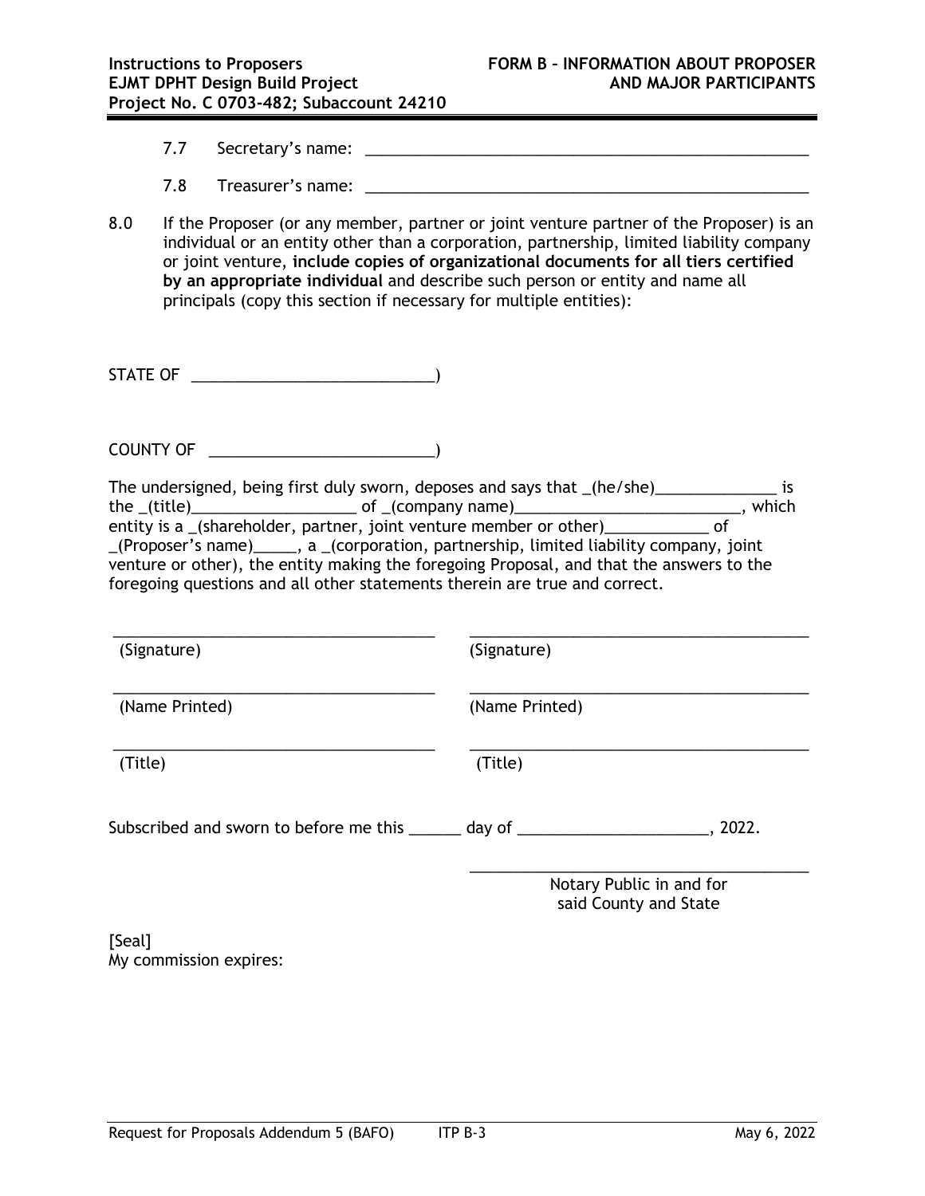7.7 Secretary's name: ______________________________________________________

7.8 Treasurer's name: ______________________________________________________

8.0 If the Proposer (or any member, partner or joint venture partner of the Proposer) is an individual or an entity other than a corporation, partnership, limited liability company or joint venture, **include copies of organizational documents for all tiers certified by an appropriate individual** and describe such person or entity and name all principals (copy this section if necessary for multiple entities):

STATE OF ____________________________)

COUNTY OF __________________________)

The undersigned, being first duly sworn, deposes and says that _(he/she)______________ is the _(title)___________________ of _(company name)__________________________, which entity is a _(shareholder, partner, joint venture member or other)____________ of _(Proposer's name)_____, a _(corporation, partnership, limited liability company, joint venture or other), the entity making the foregoing Proposal, and that the answers to the foregoing questions and all other statements therein are true and correct.

| | |
|---|---|
| ______________________________________ | ______________________________________ |
| (Signature) | (Signature) |
| ______________________________________ | ______________________________________ |
| (Name Printed) | (Name Printed) |
| ______________________________________ | ______________________________________ |
| (Title) | (Title) |

Subscribed and sworn to before me this ______ day of ______________________, 2022.

______________________________________
Notary Public in and for
said County and State

[Seal]
My commission expires: